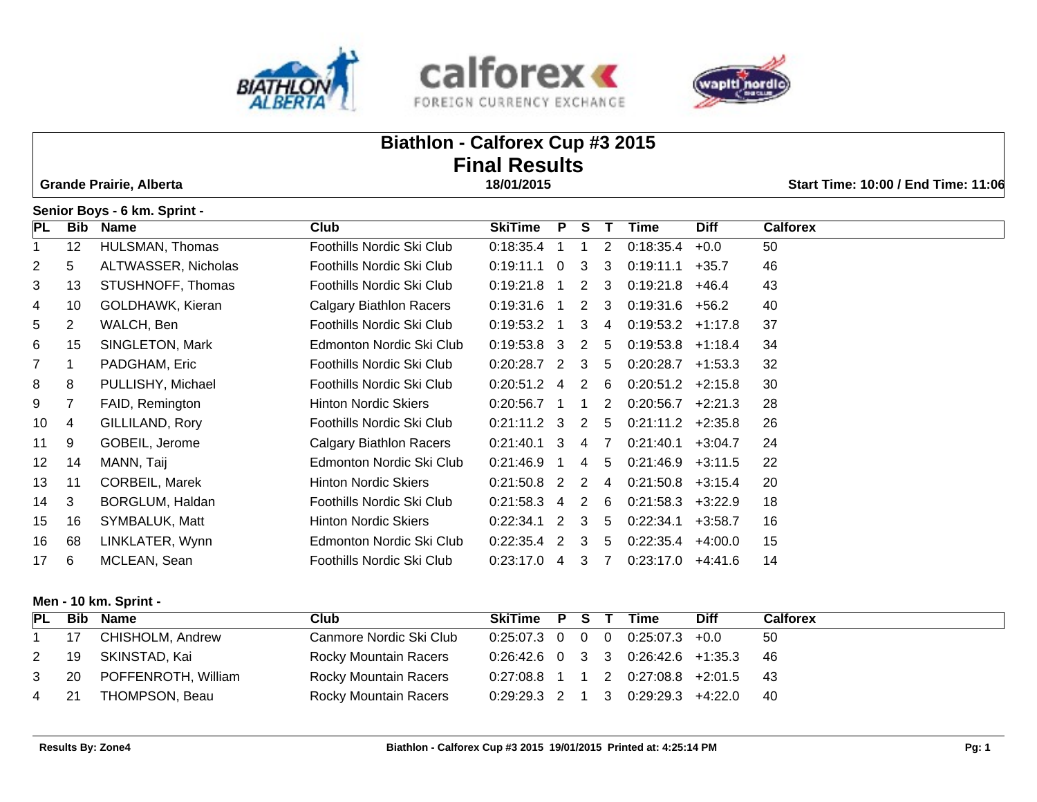# Biathlon - Calforex Cup #3 2015
# Final Results

**Grande Prairie, Alberta** | **18/01/2015** | **Start Time: 10:00 / End Time: 11:06**

### Senior Boys - 6 km. Sprint -

| PL | Bib | Name | Club | SkiTime | P | S | T | Time | Diff | Calforex |
|---|---|---|---|---|---|---|---|---|---|---|
| 1 | 12 | HULSMAN, Thomas | Foothills Nordic Ski Club | 0:18:35.4 | 1 | 1 | 2 | 0:18:35.4 | +0.0 | 50 |
| 2 | 5 | ALTWASSER, Nicholas | Foothills Nordic Ski Club | 0:19:11.1 | 0 | 3 | 3 | 0:19:11.1 | +35.7 | 46 |
| 3 | 13 | STUSHNOFF, Thomas | Foothills Nordic Ski Club | 0:19:21.8 | 1 | 2 | 3 | 0:19:21.8 | +46.4 | 43 |
| 4 | 10 | GOLDHAWK, Kieran | Calgary Biathlon Racers | 0:19:31.6 | 1 | 2 | 3 | 0:19:31.6 | +56.2 | 40 |
| 5 | 2 | WALCH, Ben | Foothills Nordic Ski Club | 0:19:53.2 | 1 | 3 | 4 | 0:19:53.2 | +1:17.8 | 37 |
| 6 | 15 | SINGLETON, Mark | Edmonton Nordic Ski Club | 0:19:53.8 | 3 | 2 | 5 | 0:19:53.8 | +1:18.4 | 34 |
| 7 | 1 | PADGHAM, Eric | Foothills Nordic Ski Club | 0:20:28.7 | 2 | 3 | 5 | 0:20:28.7 | +1:53.3 | 32 |
| 8 | 8 | PULLISHY, Michael | Foothills Nordic Ski Club | 0:20:51.2 | 4 | 2 | 6 | 0:20:51.2 | +2:15.8 | 30 |
| 9 | 7 | FAID, Remington | Hinton Nordic Skiers | 0:20:56.7 | 1 | 1 | 2 | 0:20:56.7 | +2:21.3 | 28 |
| 10 | 4 | GILLILAND, Rory | Foothills Nordic Ski Club | 0:21:11.2 | 3 | 2 | 5 | 0:21:11.2 | +2:35.8 | 26 |
| 11 | 9 | GOBEIL, Jerome | Calgary Biathlon Racers | 0:21:40.1 | 3 | 4 | 7 | 0:21:40.1 | +3:04.7 | 24 |
| 12 | 14 | MANN, Taij | Edmonton Nordic Ski Club | 0:21:46.9 | 1 | 4 | 5 | 0:21:46.9 | +3:11.5 | 22 |
| 13 | 11 | CORBEIL, Marek | Hinton Nordic Skiers | 0:21:50.8 | 2 | 2 | 4 | 0:21:50.8 | +3:15.4 | 20 |
| 14 | 3 | BORGLUM, Haldan | Foothills Nordic Ski Club | 0:21:58.3 | 4 | 2 | 6 | 0:21:58.3 | +3:22.9 | 18 |
| 15 | 16 | SYMBALUK, Matt | Hinton Nordic Skiers | 0:22:34.1 | 2 | 3 | 5 | 0:22:34.1 | +3:58.7 | 16 |
| 16 | 68 | LINKLATER, Wynn | Edmonton Nordic Ski Club | 0:22:35.4 | 2 | 3 | 5 | 0:22:35.4 | +4:00.0 | 15 |
| 17 | 6 | MCLEAN, Sean | Foothills Nordic Ski Club | 0:23:17.0 | 4 | 3 | 7 | 0:23:17.0 | +4:41.6 | 14 |

### Men - 10 km. Sprint -

| PL | Bib | Name | Club | SkiTime | P | S | T | Time | Diff | Calforex |
|---|---|---|---|---|---|---|---|---|---|---|
| 1 | 17 | CHISHOLM, Andrew | Canmore Nordic Ski Club | 0:25:07.3 | 0 | 0 | 0 | 0:25:07.3 | +0.0 | 50 |
| 2 | 19 | SKINSTAD, Kai | Rocky Mountain Racers | 0:26:42.6 | 0 | 3 | 3 | 0:26:42.6 | +1:35.3 | 46 |
| 3 | 20 | POFFENROTH, William | Rocky Mountain Racers | 0:27:08.8 | 1 | 1 | 2 | 0:27:08.8 | +2:01.5 | 43 |
| 4 | 21 | THOMPSON, Beau | Rocky Mountain Racers | 0:29:29.3 | 2 | 1 | 3 | 0:29:29.3 | +4:22.0 | 40 |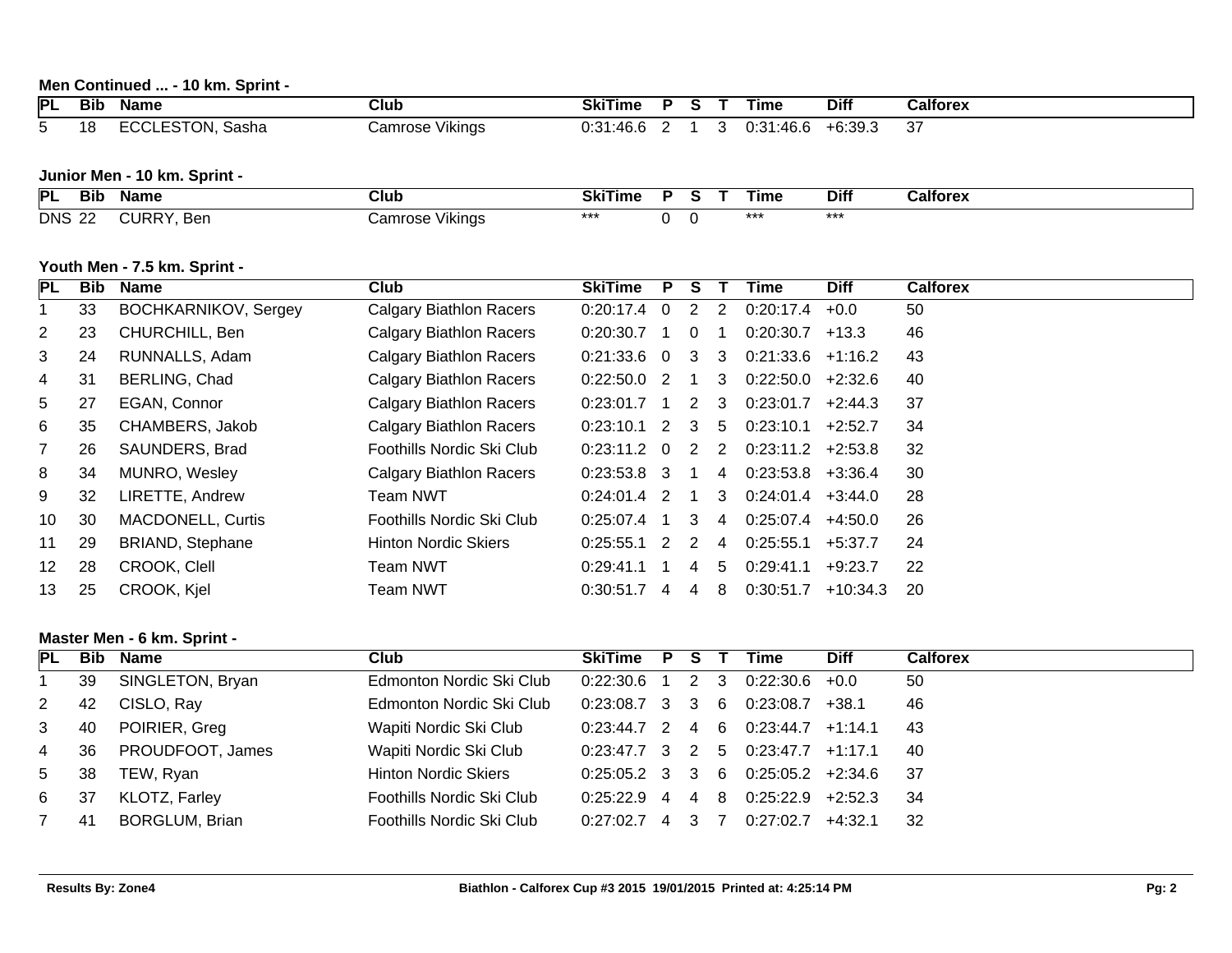**Men Continued ... - 10 km. Sprint -**

| PL | Bib | Name | Club | SkiTime | P | S | T | Time | Diff | Calforex |
|---|---|---|---|---|---|---|---|---|---|---|
| 5 | 18 | ECCLESTON, Sasha | Camrose Vikings | 0:31:46.6 | 2 | 1 | 3 | 0:31:46.6 | +6:39.3 | 37 |

**Junior Men - 10 km. Sprint -**

| PL | Bib | Name | Club | SkiTime | P | S | T | Time | Diff | Calforex |
|---|---|---|---|---|---|---|---|---|---|---|
| DNS | 22 | CURRY, Ben | Camrose Vikings | *** | 0 | 0 | | *** | *** | |

**Youth Men - 7.5 km. Sprint -**

| PL | Bib | Name | Club | SkiTime | P | S | T | Time | Diff | Calforex |
|---|---|---|---|---|---|---|---|---|---|---|
| 1 | 33 | BOCHKARNIKOV, Sergey | Calgary Biathlon Racers | 0:20:17.4 | 0 | 2 | 2 | 0:20:17.4 | +0.0 | 50 |
| 2 | 23 | CHURCHILL, Ben | Calgary Biathlon Racers | 0:20:30.7 | 1 | 0 | 1 | 0:20:30.7 | +13.3 | 46 |
| 3 | 24 | RUNNALLS, Adam | Calgary Biathlon Racers | 0:21:33.6 | 0 | 3 | 3 | 0:21:33.6 | +1:16.2 | 43 |
| 4 | 31 | BERLING, Chad | Calgary Biathlon Racers | 0:22:50.0 | 2 | 1 | 3 | 0:22:50.0 | +2:32.6 | 40 |
| 5 | 27 | EGAN, Connor | Calgary Biathlon Racers | 0:23:01.7 | 1 | 2 | 3 | 0:23:01.7 | +2:44.3 | 37 |
| 6 | 35 | CHAMBERS, Jakob | Calgary Biathlon Racers | 0:23:10.1 | 2 | 3 | 5 | 0:23:10.1 | +2:52.7 | 34 |
| 7 | 26 | SAUNDERS, Brad | Foothills Nordic Ski Club | 0:23:11.2 | 0 | 2 | 2 | 0:23:11.2 | +2:53.8 | 32 |
| 8 | 34 | MUNRO, Wesley | Calgary Biathlon Racers | 0:23:53.8 | 3 | 1 | 4 | 0:23:53.8 | +3:36.4 | 30 |
| 9 | 32 | LIRETTE, Andrew | Team NWT | 0:24:01.4 | 2 | 1 | 3 | 0:24:01.4 | +3:44.0 | 28 |
| 10 | 30 | MACDONELL, Curtis | Foothills Nordic Ski Club | 0:25:07.4 | 1 | 3 | 4 | 0:25:07.4 | +4:50.0 | 26 |
| 11 | 29 | BRIAND, Stephane | Hinton Nordic Skiers | 0:25:55.1 | 2 | 2 | 4 | 0:25:55.1 | +5:37.7 | 24 |
| 12 | 28 | CROOK, Clell | Team NWT | 0:29:41.1 | 1 | 4 | 5 | 0:29:41.1 | +9:23.7 | 22 |
| 13 | 25 | CROOK, Kjel | Team NWT | 0:30:51.7 | 4 | 4 | 8 | 0:30:51.7 | +10:34.3 | 20 |

**Master Men - 6 km. Sprint -**

| PL | Bib | Name | Club | SkiTime | P | S | T | Time | Diff | Calforex |
|---|---|---|---|---|---|---|---|---|---|---|
| 1 | 39 | SINGLETON, Bryan | Edmonton Nordic Ski Club | 0:22:30.6 | 1 | 2 | 3 | 0:22:30.6 | +0.0 | 50 |
| 2 | 42 | CISLO, Ray | Edmonton Nordic Ski Club | 0:23:08.7 | 3 | 3 | 6 | 0:23:08.7 | +38.1 | 46 |
| 3 | 40 | POIRIER, Greg | Wapiti Nordic Ski Club | 0:23:44.7 | 2 | 4 | 6 | 0:23:44.7 | +1:14.1 | 43 |
| 4 | 36 | PROUDFOOT, James | Wapiti Nordic Ski Club | 0:23:47.7 | 3 | 2 | 5 | 0:23:47.7 | +1:17.1 | 40 |
| 5 | 38 | TEW, Ryan | Hinton Nordic Skiers | 0:25:05.2 | 3 | 3 | 6 | 0:25:05.2 | +2:34.6 | 37 |
| 6 | 37 | KLOTZ, Farley | Foothills Nordic Ski Club | 0:25:22.9 | 4 | 4 | 8 | 0:25:22.9 | +2:52.3 | 34 |
| 7 | 41 | BORGLUM, Brian | Foothills Nordic Ski Club | 0:27:02.7 | 4 | 3 | 7 | 0:27:02.7 | +4:32.1 | 32 |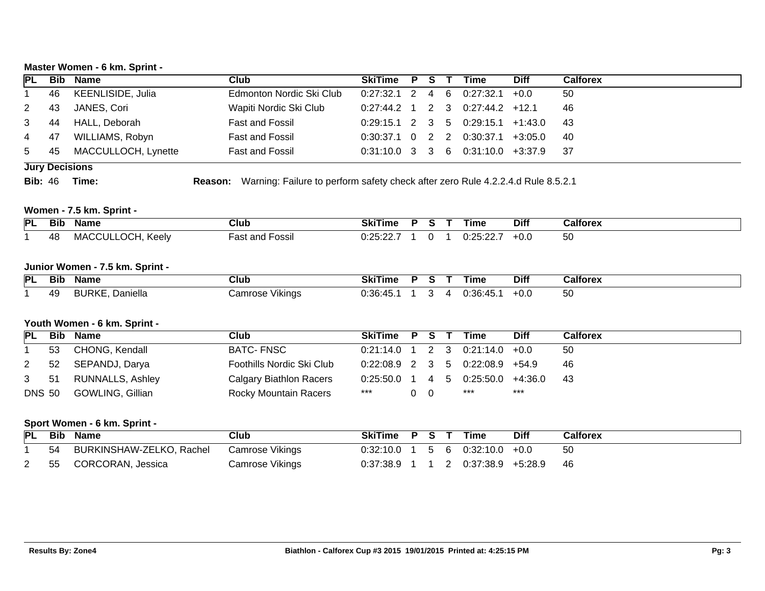### Master Women - 6 km. Sprint -

| PL | Bib | Name | Club | SkiTime | P | S | T | Time | Diff | Calforex |
|---|---|---|---|---|---|---|---|---|---|---|
| 1 | 46 | KEENLISIDE, Julia | Edmonton Nordic Ski Club | 0:27:32.1 | 2 | 4 | 6 | 0:27:32.1 | +0.0 | 50 |
| 2 | 43 | JANES, Cori | Wapiti Nordic Ski Club | 0:27:44.2 | 1 | 2 | 3 | 0:27:44.2 | +12.1 | 46 |
| 3 | 44 | HALL, Deborah | Fast and Fossil | 0:29:15.1 | 2 | 3 | 5 | 0:29:15.1 | +1:43.0 | 43 |
| 4 | 47 | WILLIAMS, Robyn | Fast and Fossil | 0:30:37.1 | 0 | 2 | 2 | 0:30:37.1 | +3:05.0 | 40 |
| 5 | 45 | MACCULLOCH, Lynette | Fast and Fossil | 0:31:10.0 | 3 | 3 | 6 | 0:31:10.0 | +3:37.9 | 37 |

**Jury Decisions**

**Bib:** 46 **Time:** **Reason:** Warning: Failure to perform safety check after zero Rule 4.2.2.4.d Rule 8.5.2.1

### Women - 7.5 km. Sprint -

| PL | Bib | Name | Club | SkiTime | P | S | T | Time | Diff | Calforex |
|---|---|---|---|---|---|---|---|---|---|---|
| 1 | 48 | MACCULLOCH, Keely | Fast and Fossil | 0:25:22.7 | 1 | 0 | 1 | 0:25:22.7 | +0.0 | 50 |

### Junior Women - 7.5 km. Sprint -

| PL | Bib | Name | Club | SkiTime | P | S | T | Time | Diff | Calforex |
|---|---|---|---|---|---|---|---|---|---|---|
| 1 | 49 | BURKE, Daniella | Camrose Vikings | 0:36:45.1 | 1 | 3 | 4 | 0:36:45.1 | +0.0 | 50 |

### Youth Women - 6 km. Sprint -

| PL | Bib | Name | Club | SkiTime | P | S | T | Time | Diff | Calforex |
|---|---|---|---|---|---|---|---|---|---|---|
| 1 | 53 | CHONG, Kendall | BATC- FNSC | 0:21:14.0 | 1 | 2 | 3 | 0:21:14.0 | +0.0 | 50 |
| 2 | 52 | SEPANDJ, Darya | Foothills Nordic Ski Club | 0:22:08.9 | 2 | 3 | 5 | 0:22:08.9 | +54.9 | 46 |
| 3 | 51 | RUNNALLS, Ashley | Calgary Biathlon Racers | 0:25:50.0 | 1 | 4 | 5 | 0:25:50.0 | +4:36.0 | 43 |
| DNS | 50 | GOWLING, Gillian | Rocky Mountain Racers | *** | 0 | 0 | | *** | *** | |

### Sport Women - 6 km. Sprint -

| PL | Bib | Name | Club | SkiTime | P | S | T | Time | Diff | Calforex |
|---|---|---|---|---|---|---|---|---|---|---|
| 1 | 54 | BURKINSHAW-ZELKO, Rachel | Camrose Vikings | 0:32:10.0 | 1 | 5 | 6 | 0:32:10.0 | +0.0 | 50 |
| 2 | 55 | CORCORAN, Jessica | Camrose Vikings | 0:37:38.9 | 1 | 1 | 2 | 0:37:38.9 | +5:28.9 | 46 |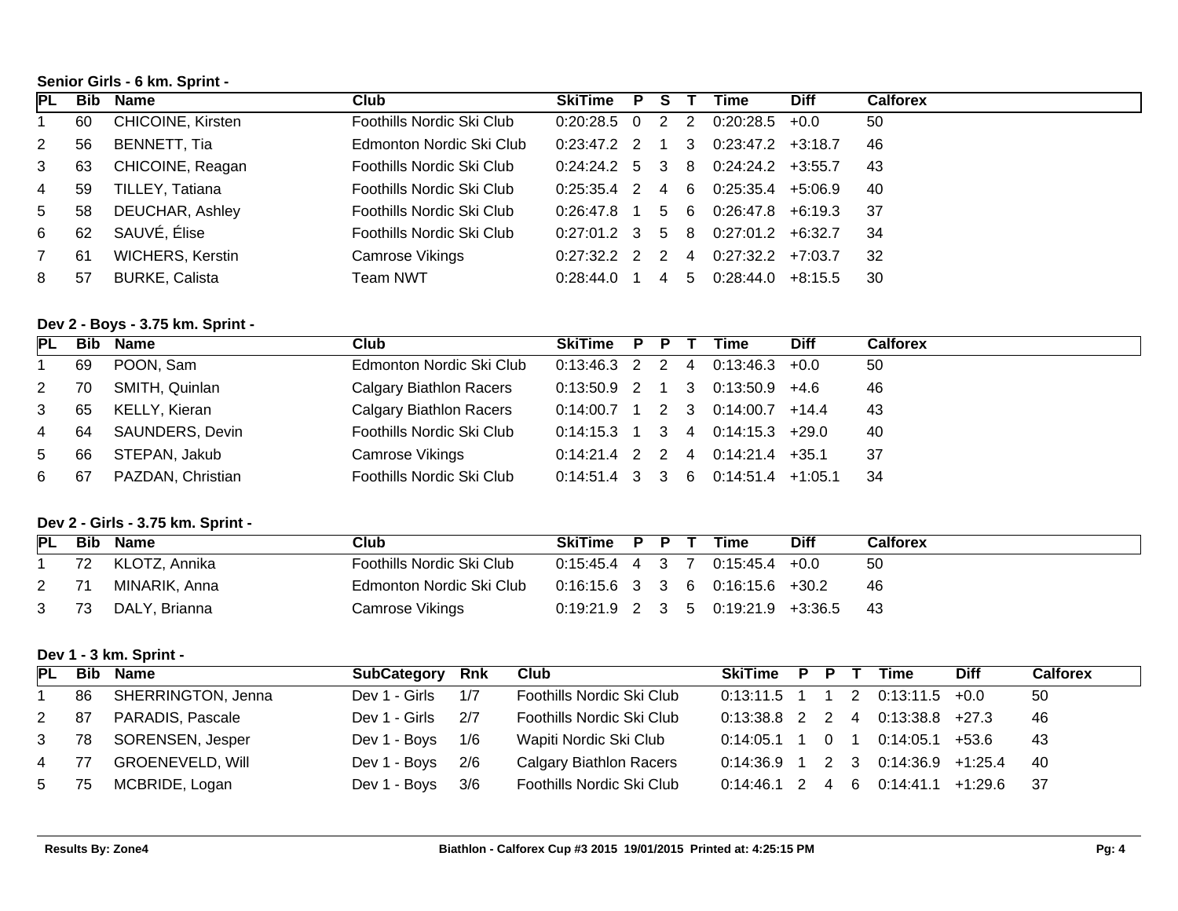**Senior Girls - 6 km. Sprint -**

| PL | Bib | Name | Club | SkiTime | P | S | T | Time | Diff | Calforex |
|---|---|---|---|---|---|---|---|---|---|---|
| 1 | 60 | CHICOINE, Kirsten | Foothills Nordic Ski Club | 0:20:28.5 | 0 | 2 | 2 | 0:20:28.5 | +0.0 | 50 |
| 2 | 56 | BENNETT, Tia | Edmonton Nordic Ski Club | 0:23:47.2 | 2 | 1 | 3 | 0:23:47.2 | +3:18.7 | 46 |
| 3 | 63 | CHICOINE, Reagan | Foothills Nordic Ski Club | 0:24:24.2 | 5 | 3 | 8 | 0:24:24.2 | +3:55.7 | 43 |
| 4 | 59 | TILLEY, Tatiana | Foothills Nordic Ski Club | 0:25:35.4 | 2 | 4 | 6 | 0:25:35.4 | +5:06.9 | 40 |
| 5 | 58 | DEUCHAR, Ashley | Foothills Nordic Ski Club | 0:26:47.8 | 1 | 5 | 6 | 0:26:47.8 | +6:19.3 | 37 |
| 6 | 62 | SAUVÉ, Élise | Foothills Nordic Ski Club | 0:27:01.2 | 3 | 5 | 8 | 0:27:01.2 | +6:32.7 | 34 |
| 7 | 61 | WICHERS, Kerstin | Camrose Vikings | 0:27:32.2 | 2 | 2 | 4 | 0:27:32.2 | +7:03.7 | 32 |
| 8 | 57 | BURKE, Calista | Team NWT | 0:28:44.0 | 1 | 4 | 5 | 0:28:44.0 | +8:15.5 | 30 |

**Dev 2 - Boys - 3.75 km. Sprint -**

| PL | Bib | Name | Club | SkiTime | P | P | T | Time | Diff | Calforex |
|---|---|---|---|---|---|---|---|---|---|---|
| 1 | 69 | POON, Sam | Edmonton Nordic Ski Club | 0:13:46.3 | 2 | 2 | 4 | 0:13:46.3 | +0.0 | 50 |
| 2 | 70 | SMITH, Quinlan | Calgary Biathlon Racers | 0:13:50.9 | 2 | 1 | 3 | 0:13:50.9 | +4.6 | 46 |
| 3 | 65 | KELLY, Kieran | Calgary Biathlon Racers | 0:14:00.7 | 1 | 2 | 3 | 0:14:00.7 | +14.4 | 43 |
| 4 | 64 | SAUNDERS, Devin | Foothills Nordic Ski Club | 0:14:15.3 | 1 | 3 | 4 | 0:14:15.3 | +29.0 | 40 |
| 5 | 66 | STEPAN, Jakub | Camrose Vikings | 0:14:21.4 | 2 | 2 | 4 | 0:14:21.4 | +35.1 | 37 |
| 6 | 67 | PAZDAN, Christian | Foothills Nordic Ski Club | 0:14:51.4 | 3 | 3 | 6 | 0:14:51.4 | +1:05.1 | 34 |

**Dev 2 - Girls - 3.75 km. Sprint -**

| PL | Bib | Name | Club | SkiTime | P | P | T | Time | Diff | Calforex |
|---|---|---|---|---|---|---|---|---|---|---|
| 1 | 72 | KLOTZ, Annika | Foothills Nordic Ski Club | 0:15:45.4 | 4 | 3 | 7 | 0:15:45.4 | +0.0 | 50 |
| 2 | 71 | MINARIK, Anna | Edmonton Nordic Ski Club | 0:16:15.6 | 3 | 3 | 6 | 0:16:15.6 | +30.2 | 46 |
| 3 | 73 | DALY, Brianna | Camrose Vikings | 0:19:21.9 | 2 | 3 | 5 | 0:19:21.9 | +3:36.5 | 43 |

**Dev 1 - 3 km. Sprint -**

| PL | Bib | Name | SubCategory | Rnk | Club | SkiTime | P | P | T | Time | Diff | Calforex |
|---|---|---|---|---|---|---|---|---|---|---|---|---|
| 1 | 86 | SHERRINGTON, Jenna | Dev 1 - Girls | 1/7 | Foothills Nordic Ski Club | 0:13:11.5 | 1 | 1 | 2 | 0:13:11.5 | +0.0 | 50 |
| 2 | 87 | PARADIS, Pascale | Dev 1 - Girls | 2/7 | Foothills Nordic Ski Club | 0:13:38.8 | 2 | 2 | 4 | 0:13:38.8 | +27.3 | 46 |
| 3 | 78 | SORENSEN, Jesper | Dev 1 - Boys | 1/6 | Wapiti Nordic Ski Club | 0:14:05.1 | 1 | 0 | 1 | 0:14:05.1 | +53.6 | 43 |
| 4 | 77 | GROENEVELD, Will | Dev 1 - Boys | 2/6 | Calgary Biathlon Racers | 0:14:36.9 | 1 | 2 | 3 | 0:14:36.9 | +1:25.4 | 40 |
| 5 | 75 | MCBRIDE, Logan | Dev 1 - Boys | 3/6 | Foothills Nordic Ski Club | 0:14:46.1 | 2 | 4 | 6 | 0:14:41.1 | +1:29.6 | 37 |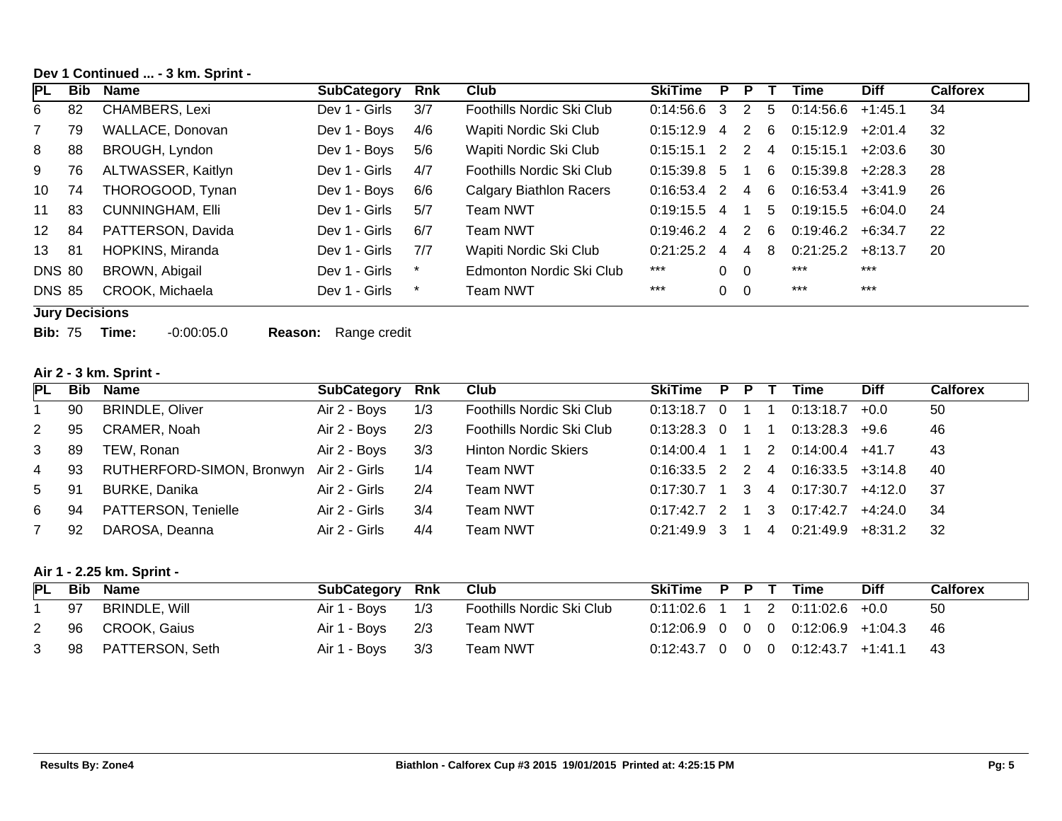**Dev 1 Continued ... - 3 km. Sprint -**

| PL | Bib | Name | SubCategory | Rnk | Club | SkiTime | P | P | T | Time | Diff | Calforex |
|---|---|---|---|---|---|---|---|---|---|---|---|---|
| 6 | 82 | CHAMBERS, Lexi | Dev 1 - Girls | 3/7 | Foothills Nordic Ski Club | 0:14:56.6 | 3 | 2 | 5 | 0:14:56.6 | +1:45.1 | 34 |
| 7 | 79 | WALLACE, Donovan | Dev 1 - Boys | 4/6 | Wapiti Nordic Ski Club | 0:15:12.9 | 4 | 2 | 6 | 0:15:12.9 | +2:01.4 | 32 |
| 8 | 88 | BROUGH, Lyndon | Dev 1 - Boys | 5/6 | Wapiti Nordic Ski Club | 0:15:15.1 | 2 | 2 | 4 | 0:15:15.1 | +2:03.6 | 30 |
| 9 | 76 | ALTWASSER, Kaitlyn | Dev 1 - Girls | 4/7 | Foothills Nordic Ski Club | 0:15:39.8 | 5 | 1 | 6 | 0:15:39.8 | +2:28.3 | 28 |
| 10 | 74 | THOROGOOD, Tynan | Dev 1 - Boys | 6/6 | Calgary Biathlon Racers | 0:16:53.4 | 2 | 4 | 6 | 0:16:53.4 | +3:41.9 | 26 |
| 11 | 83 | CUNNINGHAM, Elli | Dev 1 - Girls | 5/7 | Team NWT | 0:19:15.5 | 4 | 1 | 5 | 0:19:15.5 | +6:04.0 | 24 |
| 12 | 84 | PATTERSON, Davida | Dev 1 - Girls | 6/7 | Team NWT | 0:19:46.2 | 4 | 2 | 6 | 0:19:46.2 | +6:34.7 | 22 |
| 13 | 81 | HOPKINS, Miranda | Dev 1 - Girls | 7/7 | Wapiti Nordic Ski Club | 0:21:25.2 | 4 | 4 | 8 | 0:21:25.2 | +8:13.7 | 20 |
| DNS | 80 | BROWN, Abigail | Dev 1 - Girls | * | Edmonton Nordic Ski Club | *** | 0 | 0 | | *** | *** | |
| DNS | 85 | CROOK, Michaela | Dev 1 - Girls | * | Team NWT | *** | 0 | 0 | | *** | *** | |

**Jury Decisions**

**Bib:** 75 **Time:** -0:00:05.0 **Reason:** Range credit

**Air 2 - 3 km. Sprint -**

| PL | Bib | Name | SubCategory | Rnk | Club | SkiTime | P | P | T | Time | Diff | Calforex |
|---|---|---|---|---|---|---|---|---|---|---|---|---|
| 1 | 90 | BRINDLE, Oliver | Air 2 - Boys | 1/3 | Foothills Nordic Ski Club | 0:13:18.7 | 0 | 1 | 1 | 0:13:18.7 | +0.0 | 50 |
| 2 | 95 | CRAMER, Noah | Air 2 - Boys | 2/3 | Foothills Nordic Ski Club | 0:13:28.3 | 0 | 1 | 1 | 0:13:28.3 | +9.6 | 46 |
| 3 | 89 | TEW, Ronan | Air 2 - Boys | 3/3 | Hinton Nordic Skiers | 0:14:00.4 | 1 | 1 | 2 | 0:14:00.4 | +41.7 | 43 |
| 4 | 93 | RUTHERFORD-SIMON, Bronwyn | Air 2 - Girls | 1/4 | Team NWT | 0:16:33.5 | 2 | 2 | 4 | 0:16:33.5 | +3:14.8 | 40 |
| 5 | 91 | BURKE, Danika | Air 2 - Girls | 2/4 | Team NWT | 0:17:30.7 | 1 | 3 | 4 | 0:17:30.7 | +4:12.0 | 37 |
| 6 | 94 | PATTERSON, Tenielle | Air 2 - Girls | 3/4 | Team NWT | 0:17:42.7 | 2 | 1 | 3 | 0:17:42.7 | +4:24.0 | 34 |
| 7 | 92 | DAROSA, Deanna | Air 2 - Girls | 4/4 | Team NWT | 0:21:49.9 | 3 | 1 | 4 | 0:21:49.9 | +8:31.2 | 32 |

**Air 1 - 2.25 km. Sprint -**

| PL | Bib | Name | SubCategory | Rnk | Club | SkiTime | P | P | T | Time | Diff | Calforex |
|---|---|---|---|---|---|---|---|---|---|---|---|---|
| 1 | 97 | BRINDLE, Will | Air 1 - Boys | 1/3 | Foothills Nordic Ski Club | 0:11:02.6 | 1 | 1 | 2 | 0:11:02.6 | +0.0 | 50 |
| 2 | 96 | CROOK, Gaius | Air 1 - Boys | 2/3 | Team NWT | 0:12:06.9 | 0 | 0 | 0 | 0:12:06.9 | +1:04.3 | 46 |
| 3 | 98 | PATTERSON, Seth | Air 1 - Boys | 3/3 | Team NWT | 0:12:43.7 | 0 | 0 | 0 | 0:12:43.7 | +1:41.1 | 43 |